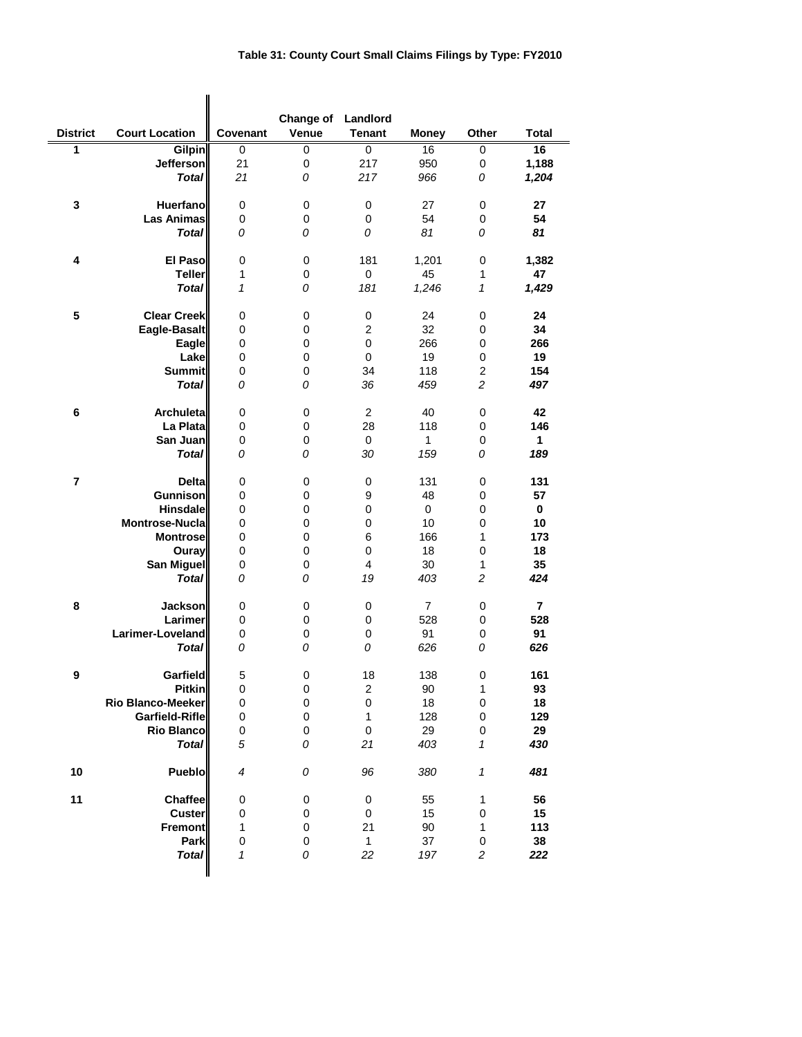# Table 31: County Court Small Claims Filings by Type: FY2010

| District | Court Location | Covenant | Change of Venue | Landlord Tenant | Money | Other | Total |
|---|---|---|---|---|---|---|---|
| 1 | Gilpin | 0 | 0 | 0 | 16 | 0 | **16** |
| | Jefferson | 21 | 0 | 217 | 950 | 0 | **1,188** |
| | ***Total*** | *21* | *0* | *217* | *966* | *0* | ***1,204*** |
| 3 | Huerfano | 0 | 0 | 0 | 27 | 0 | **27** |
| | Las Animas | 0 | 0 | 0 | 54 | 0 | **54** |
| | ***Total*** | *0* | *0* | *0* | *81* | *0* | ***81*** |
| 4 | El Paso | 0 | 0 | 181 | 1,201 | 0 | **1,382** |
| | Teller | 1 | 0 | 0 | 45 | 1 | **47** |
| | ***Total*** | *1* | *0* | *181* | *1,246* | *1* | ***1,429*** |
| 5 | Clear Creek | 0 | 0 | 0 | 24 | 0 | **24** |
| | Eagle-Basalt | 0 | 0 | 2 | 32 | 0 | **34** |
| | Eagle | 0 | 0 | 0 | 266 | 0 | **266** |
| | Lake | 0 | 0 | 0 | 19 | 0 | **19** |
| | Summit | 0 | 0 | 34 | 118 | 2 | **154** |
| | ***Total*** | *0* | *0* | *36* | *459* | *2* | ***497*** |
| 6 | Archuleta | 0 | 0 | 2 | 40 | 0 | **42** |
| | La Plata | 0 | 0 | 28 | 118 | 0 | **146** |
| | San Juan | 0 | 0 | 0 | 1 | 0 | **1** |
| | ***Total*** | *0* | *0* | *30* | *159* | *0* | ***189*** |
| 7 | Delta | 0 | 0 | 0 | 131 | 0 | **131** |
| | Gunnison | 0 | 0 | 9 | 48 | 0 | **57** |
| | Hinsdale | 0 | 0 | 0 | 0 | 0 | **0** |
| | Montrose-Nucla | 0 | 0 | 0 | 10 | 0 | **10** |
| | Montrose | 0 | 0 | 6 | 166 | 1 | **173** |
| | Ouray | 0 | 0 | 0 | 18 | 0 | **18** |
| | San Miguel | 0 | 0 | 4 | 30 | 1 | **35** |
| | ***Total*** | *0* | *0* | *19* | *403* | *2* | ***424*** |
| 8 | Jackson | 0 | 0 | 0 | 7 | 0 | **7** |
| | Larimer | 0 | 0 | 0 | 528 | 0 | **528** |
| | Larimer-Loveland | 0 | 0 | 0 | 91 | 0 | **91** |
| | ***Total*** | *0* | *0* | *0* | *626* | *0* | ***626*** |
| 9 | Garfield | 5 | 0 | 18 | 138 | 0 | **161** |
| | Pitkin | 0 | 0 | 2 | 90 | 1 | **93** |
| | Rio Blanco-Meeker | 0 | 0 | 0 | 18 | 0 | **18** |
| | Garfield-Rifle | 0 | 0 | 1 | 128 | 0 | **129** |
| | Rio Blanco | 0 | 0 | 0 | 29 | 0 | **29** |
| | ***Total*** | *5* | *0* | *21* | *403* | *1* | ***430*** |
| 10 | Pueblo | *4* | *0* | *96* | *380* | *1* | ***481*** |
| 11 | Chaffee | 0 | 0 | 0 | 55 | 1 | **56** |
| | Custer | 0 | 0 | 0 | 15 | 0 | **15** |
| | Fremont | 1 | 0 | 21 | 90 | 1 | **113** |
| | Park | 0 | 0 | 1 | 37 | 0 | **38** |
| | ***Total*** | *1* | *0* | *22* | *197* | *2* | ***222*** |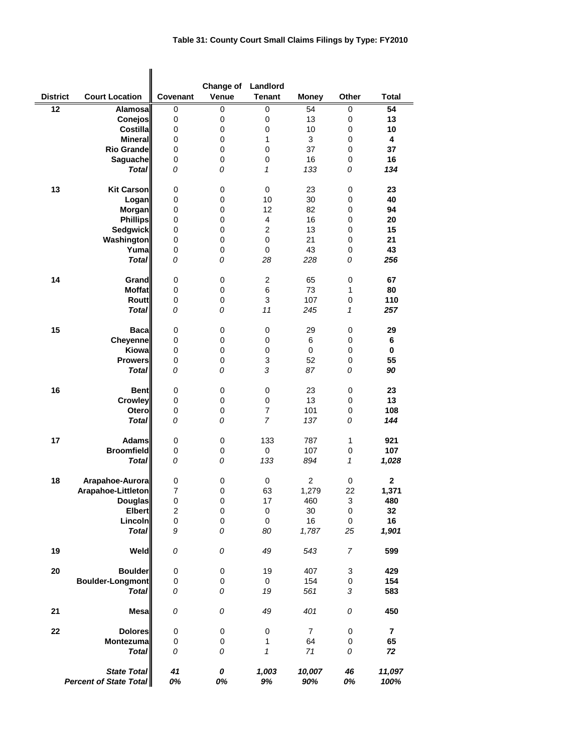# Table 31: County Court Small Claims Filings by Type: FY2010

| District | Court Location | Covenant | Change of Venue | Landlord Tenant | Money | Other | Total |
|---|---|---|---|---|---|---|---|
| 12 | Alamosa | 0 | 0 | 0 | 54 | 0 | **54** |
| | Conejos | 0 | 0 | 0 | 13 | 0 | **13** |
| | Costilla | 0 | 0 | 0 | 10 | 0 | **10** |
| | Mineral | 0 | 0 | 1 | 3 | 0 | **4** |
| | Rio Grande | 0 | 0 | 0 | 37 | 0 | **37** |
| | Saguache | 0 | 0 | 0 | 16 | 0 | **16** |
| | ***Total*** | *0* | *0* | *1* | *133* | *0* | ***134*** |
| 13 | Kit Carson | 0 | 0 | 0 | 23 | 0 | **23** |
| | Logan | 0 | 0 | 10 | 30 | 0 | **40** |
| | Morgan | 0 | 0 | 12 | 82 | 0 | **94** |
| | Phillips | 0 | 0 | 4 | 16 | 0 | **20** |
| | Sedgwick | 0 | 0 | 2 | 13 | 0 | **15** |
| | Washington | 0 | 0 | 0 | 21 | 0 | **21** |
| | Yuma | 0 | 0 | 0 | 43 | 0 | **43** |
| | ***Total*** | *0* | *0* | *28* | *228* | *0* | ***256*** |
| 14 | Grand | 0 | 0 | 2 | 65 | 0 | **67** |
| | Moffat | 0 | 0 | 6 | 73 | 1 | **80** |
| | Routt | 0 | 0 | 3 | 107 | 0 | **110** |
| | ***Total*** | *0* | *0* | *11* | *245* | *1* | ***257*** |
| 15 | Baca | 0 | 0 | 0 | 29 | 0 | **29** |
| | Cheyenne | 0 | 0 | 0 | 6 | 0 | **6** |
| | Kiowa | 0 | 0 | 0 | 0 | 0 | **0** |
| | Prowers | 0 | 0 | 3 | 52 | 0 | **55** |
| | ***Total*** | *0* | *0* | *3* | *87* | *0* | ***90*** |
| 16 | Bent | 0 | 0 | 0 | 23 | 0 | **23** |
| | Crowley | 0 | 0 | 0 | 13 | 0 | **13** |
| | Otero | 0 | 0 | 7 | 101 | 0 | **108** |
| | ***Total*** | *0* | *0* | *7* | *137* | *0* | ***144*** |
| 17 | Adams | 0 | 0 | 133 | 787 | 1 | **921** |
| | Broomfield | 0 | 0 | 0 | 107 | 0 | **107** |
| | ***Total*** | *0* | *0* | *133* | *894* | *1* | ***1,028*** |
| 18 | Arapahoe-Aurora | 0 | 0 | 0 | 2 | 0 | **2** |
| | Arapahoe-Littleton | 7 | 0 | 63 | 1,279 | 22 | **1,371** |
| | Douglas | 0 | 0 | 17 | 460 | 3 | **480** |
| | Elbert | 2 | 0 | 0 | 30 | 0 | **32** |
| | Lincoln | 0 | 0 | 0 | 16 | 0 | **16** |
| | ***Total*** | *9* | *0* | *80* | *1,787* | *25* | ***1,901*** |
| 19 | Weld | *0* | *0* | *49* | *543* | *7* | **599** |
| 20 | Boulder | 0 | 0 | 19 | 407 | 3 | **429** |
| | Boulder-Longmont | 0 | 0 | 0 | 154 | 0 | **154** |
| | ***Total*** | *0* | *0* | *19* | *561* | *3* | **583** |
| 21 | Mesa | *0* | *0* | *49* | *401* | *0* | **450** |
| 22 | Dolores | 0 | 0 | 0 | 7 | 0 | **7** |
| | Montezuma | 0 | 0 | 1 | 64 | 0 | **65** |
| | ***Total*** | *0* | *0* | *1* | *71* | *0* | ***72*** |
| | ***State Total*** | ***41*** | ***0*** | ***1,003*** | ***10,007*** | ***46*** | ***11,097*** |
| | ***Percent of State Total*** | ***0%*** | ***0%*** | ***9%*** | ***90%*** | ***0%*** | ***100%*** |